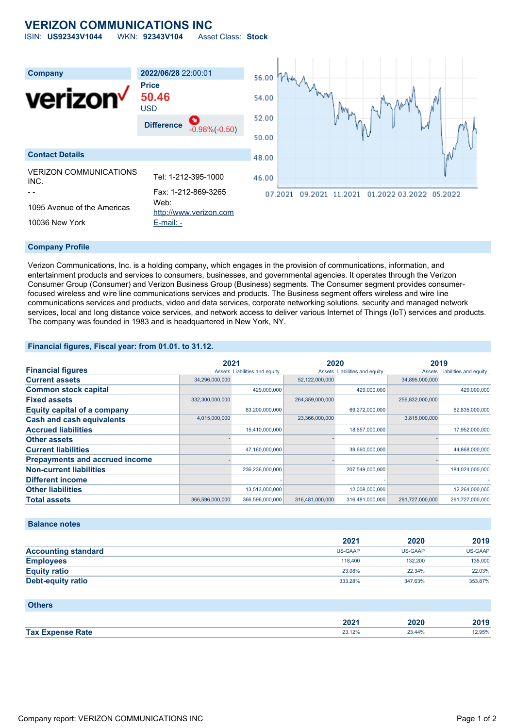# VERIZON COMMUNICATIONS INC

ISIN: **US92343V1044** WKN: **92343V104** Asset Class: **Stock**

| Company | 2022/06/28 22:00:01 |
|---|---|
| verizon | **Price** 50.46 USD |
| | **Difference** -0.98%(-0.50) |

## Contact Details

VERIZON COMMUNICATIONS INC.

\- -

1095 Avenue of the Americas

10036 New York

Tel: 1-212-395-1000

Fax: 1-212-869-3265

Web: http://www.verizon.com

E-mail: -

## Company Profile

Verizon Communications, Inc. is a holding company, which engages in the provision of communications, information, and entertainment products and services to consumers, businesses, and governmental agencies. It operates through the Verizon Consumer Group (Consumer) and Verizon Business Group (Business) segments. The Consumer segment provides consumer-focused wireless and wire line communications services and products. The Business segment offers wireless and wire line communications services and products, video and data services, corporate networking solutions, security and managed network services, local and long distance voice services, and network access to deliver various Internet of Things (IoT) services and products. The company was founded in 1983 and is headquartered in New York, NY.

## Financial figures, Fiscal year: from 01.01. to 31.12.

| Financial figures | 2021 Assets | 2021 Liabilities and equity | 2020 Assets | 2020 Liabilities and equity | 2019 Assets | 2019 Liabilities and equity |
|---|---|---|---|---|---|---|
| Current assets | 34,296,000,000 | | 52,122,000,000 | | 34,895,000,000 | |
| Common stock capital | | 429,000,000 | | 429,000,000 | | 429,000,000 |
| Fixed assets | 332,300,000,000 | | 264,359,000,000 | | 256,832,000,000 | |
| Equity capital of a company | | 83,200,000,000 | | 69,272,000,000 | | 62,835,000,000 |
| Cash and cash equivalents | 4,015,000,000 | | 23,366,000,000 | | 3,815,000,000 | |
| Accrued liabilities | | 15,410,000,000 | | 18,657,000,000 | | 17,952,000,000 |
| Other assets | - | | - | | - | |
| Current liabilities | | 47,160,000,000 | | 39,660,000,000 | | 44,868,000,000 |
| Prepayments and accrued income | - | | - | | - | |
| Non-current liabilities | | 236,236,000,000 | | 207,549,000,000 | | 184,024,000,000 |
| Different income | | - | | - | | - |
| Other liabilities | | 13,513,000,000 | | 12,008,000,000 | | 12,264,000,000 |
| Total assets | 366,596,000,000 | 366,596,000,000 | 316,481,000,000 | 316,481,000,000 | 291,727,000,000 | 291,727,000,000 |

## Balance notes

| | 2021 | 2020 | 2019 |
|---|---|---|---|
| Accounting standard | US-GAAP | US-GAAP | US-GAAP |
| Employees | 118,400 | 132,200 | 135,000 |
| Equity ratio | 23.08% | 22.34% | 22.03% |
| Debt-equity ratio | 333.28% | 347.63% | 353.87% |

## Others

| | 2021 | 2020 | 2019 |
|---|---|---|---|
| Tax Expense Rate | 23.12% | 23.44% | 12.95% |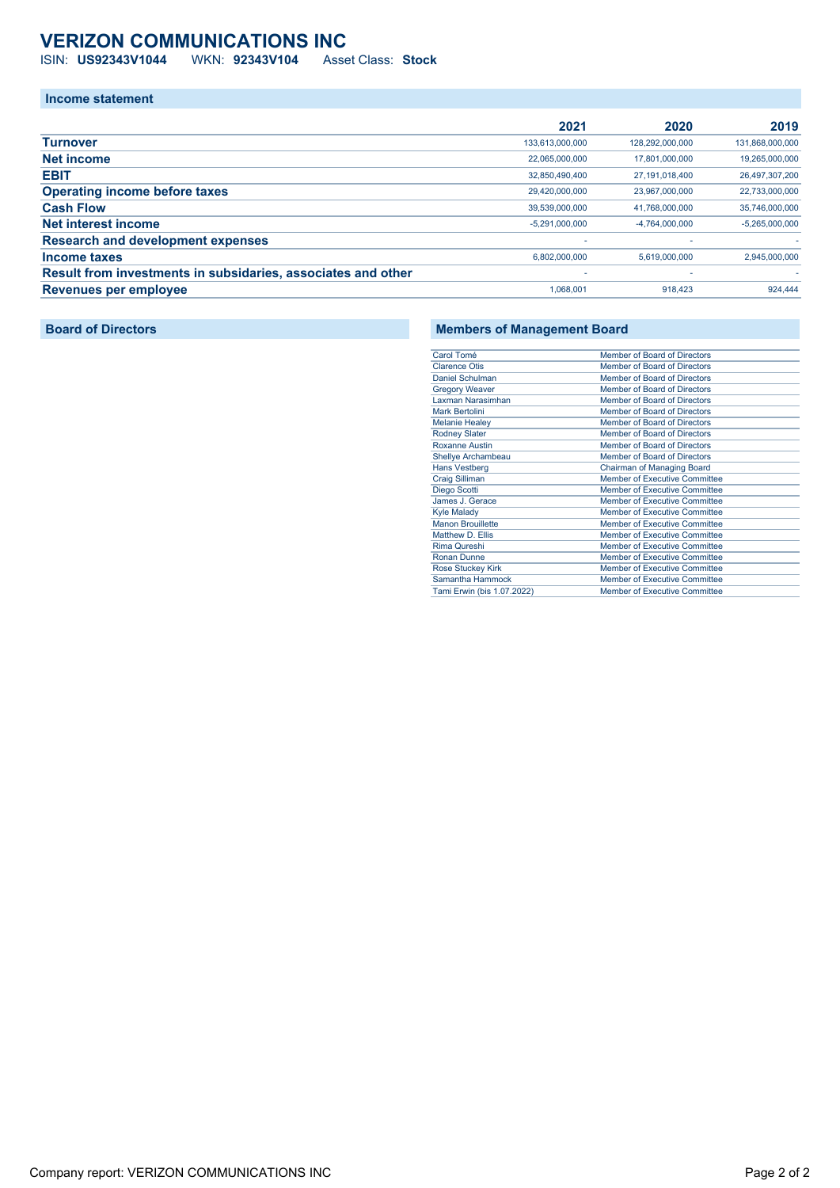# VERIZON COMMUNICATIONS INC

ISIN: **US92343V1044** WKN: **92343V104** Asset Class: **Stock**

## Income statement

| | 2021 | 2020 | 2019 |
|---|---|---|---|
| **Turnover** | 133,613,000,000 | 128,292,000,000 | 131,868,000,000 |
| **Net income** | 22,065,000,000 | 17,801,000,000 | 19,265,000,000 |
| **EBIT** | 32,850,490,400 | 27,191,018,400 | 26,497,307,200 |
| **Operating income before taxes** | 29,420,000,000 | 23,967,000,000 | 22,733,000,000 |
| **Cash Flow** | 39,539,000,000 | 41,768,000,000 | 35,746,000,000 |
| **Net interest income** | -5,291,000,000 | -4,764,000,000 | -5,265,000,000 |
| **Research and development expenses** | - | - | - |
| **Income taxes** | 6,802,000,000 | 5,619,000,000 | 2,945,000,000 |
| **Result from investments in subsidaries, associates and other** | - | - | - |
| **Revenues per employee** | 1,068,001 | 918,423 | 924,444 |

## Board of Directors

## Members of Management Board

| | |
|---|---|
| Carol Tomé | Member of Board of Directors |
| Clarence Otis | Member of Board of Directors |
| Daniel Schulman | Member of Board of Directors |
| Gregory Weaver | Member of Board of Directors |
| Laxman Narasimhan | Member of Board of Directors |
| Mark Bertolini | Member of Board of Directors |
| Melanie Healey | Member of Board of Directors |
| Rodney Slater | Member of Board of Directors |
| Roxanne Austin | Member of Board of Directors |
| Shellye Archambeau | Member of Board of Directors |
| Hans Vestberg | Chairman of Managing Board |
| Craig Silliman | Member of Executive Committee |
| Diego Scotti | Member of Executive Committee |
| James J. Gerace | Member of Executive Committee |
| Kyle Malady | Member of Executive Committee |
| Manon Brouillette | Member of Executive Committee |
| Matthew D. Ellis | Member of Executive Committee |
| Rima Qureshi | Member of Executive Committee |
| Ronan Dunne | Member of Executive Committee |
| Rose Stuckey Kirk | Member of Executive Committee |
| Samantha Hammock | Member of Executive Committee |
| Tami Erwin (bis 1.07.2022) | Member of Executive Committee |